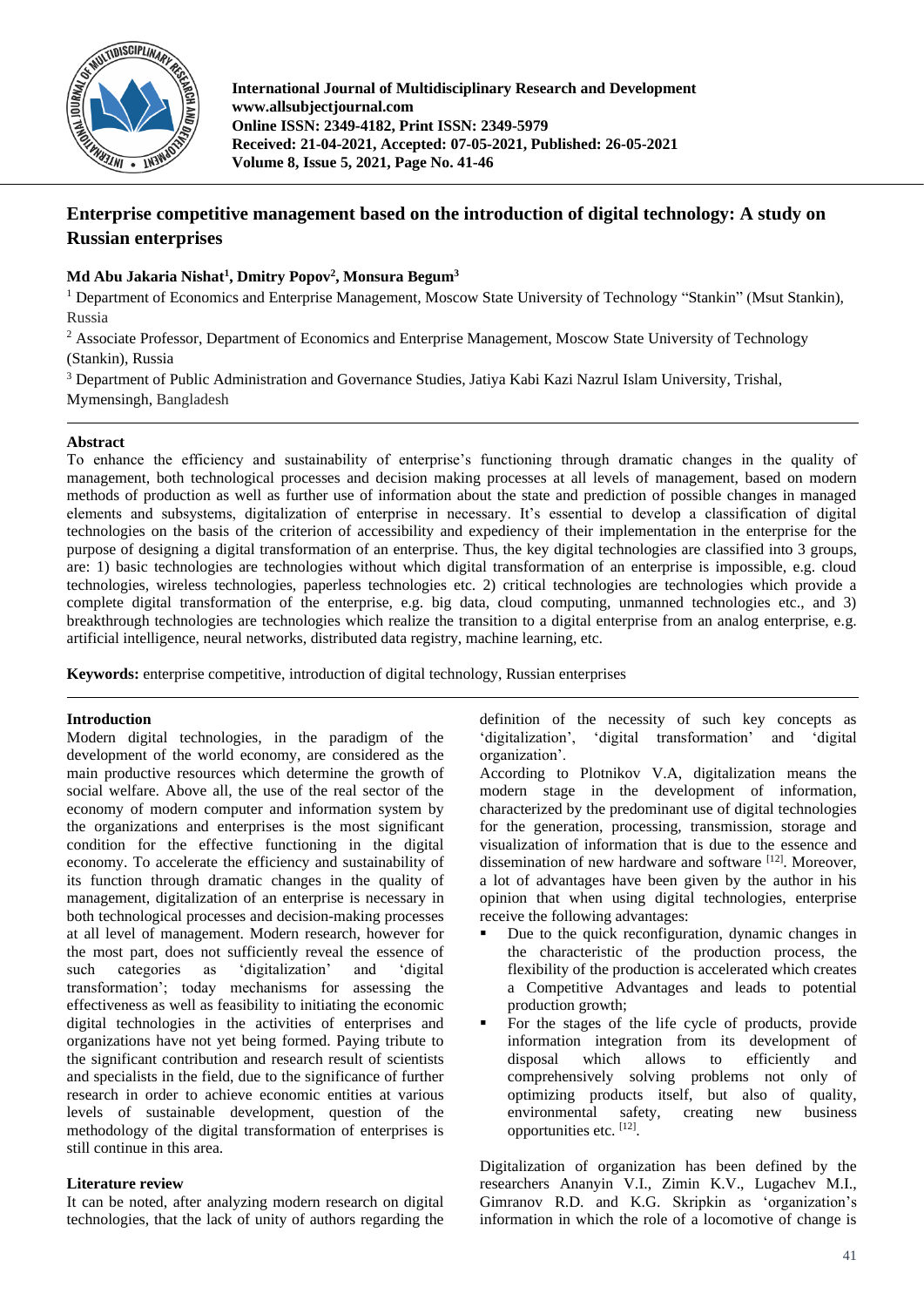# Enterprise competitive management based on the introduction of digital technology: A study on Russian enterprises

**Md Abu Jakaria Nishat[1], Dmitry Popov[2], Monsura Begum[3]**

[1] Department of Economics and Enterprise Management, Moscow State University of Technology "Stankin" (Msut Stankin), Russia

[2] Associate Professor, Department of Economics and Enterprise Management, Moscow State University of Technology (Stankin), Russia

[3] Department of Public Administration and Governance Studies, Jatiya Kabi Kazi Nazrul Islam University, Trishal, Mymensingh, Bangladesh

## Abstract

To enhance the efficiency and sustainability of enterprise's functioning through dramatic changes in the quality of management, both technological processes and decision making processes at all levels of management, based on modern methods of production as well as further use of information about the state and prediction of possible changes in managed elements and subsystems, digitalization of enterprise in necessary. It's essential to develop a classification of digital technologies on the basis of the criterion of accessibility and expediency of their implementation in the enterprise for the purpose of designing a digital transformation of an enterprise. Thus, the key digital technologies are classified into 3 groups, are: 1) basic technologies are technologies without which digital transformation of an enterprise is impossible, e.g. cloud technologies, wireless technologies, paperless technologies etc. 2) critical technologies are technologies which provide a complete digital transformation of the enterprise, e.g. big data, cloud computing, unmanned technologies etc., and 3) breakthrough technologies are technologies which realize the transition to a digital enterprise from an analog enterprise, e.g. artificial intelligence, neural networks, distributed data registry, machine learning, etc.

**Keywords:** enterprise competitive, introduction of digital technology, Russian enterprises

## Introduction

Modern digital technologies, in the paradigm of the development of the world economy, are considered as the main productive resources which determine the growth of social welfare. Above all, the use of the real sector of the economy of modern computer and information system by the organizations and enterprises is the most significant condition for the effective functioning in the digital economy. To accelerate the efficiency and sustainability of its function through dramatic changes in the quality of management, digitalization of an enterprise is necessary in both technological processes and decision-making processes at all level of management. Modern research, however for the most part, does not sufficiently reveal the essence of such categories as 'digitalization' and 'digital transformation'; today mechanisms for assessing the effectiveness as well as feasibility to initiating the economic digital technologies in the activities of enterprises and organizations have not yet being formed. Paying tribute to the significant contribution and research result of scientists and specialists in the field, due to the significance of further research in order to achieve economic entities at various levels of sustainable development, question of the methodology of the digital transformation of enterprises is still continue in this area.

## Literature review

It can be noted, after analyzing modern research on digital technologies, that the lack of unity of authors regarding the definition of the necessity of such key concepts as 'digitalization', 'digital transformation' and 'digital organization'.

According to Plotnikov V.A, digitalization means the modern stage in the development of information, characterized by the predominant use of digital technologies for the generation, processing, transmission, storage and visualization of information that is due to the essence and dissemination of new hardware and software [12]. Moreover, a lot of advantages have been given by the author in his opinion that when using digital technologies, enterprise receive the following advantages:

- Due to the quick reconfiguration, dynamic changes in the characteristic of the production process, the flexibility of the production is accelerated which creates a Competitive Advantages and leads to potential production growth;
- For the stages of the life cycle of products, provide information integration from its development of disposal which allows to efficiently and comprehensively solving problems not only of optimizing products itself, but also of quality, environmental safety, creating new business opportunities etc. [12].

Digitalization of organization has been defined by the researchers Ananyin V.I., Zimin K.V., Lugachev M.I., Gimranov R.D. and K.G. Skripkin as 'organization's information in which the role of a locomotive of change is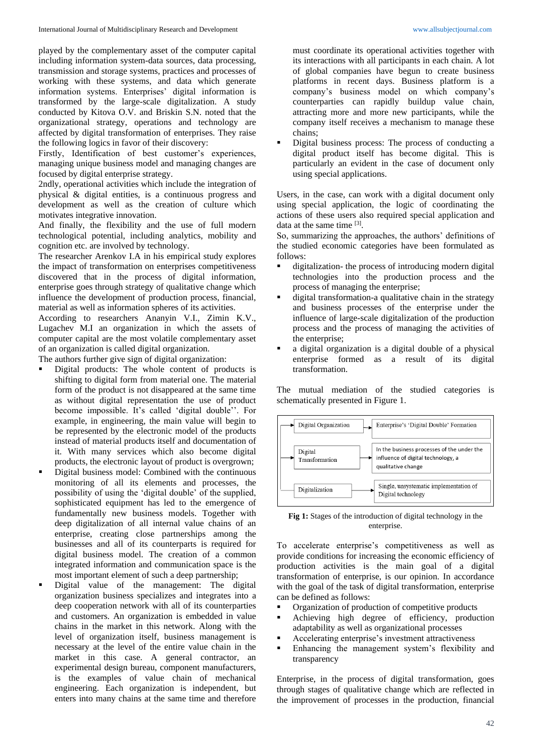played by the complementary asset of the computer capital including information system-data sources, data processing, transmission and storage systems, practices and processes of working with these systems, and data which generate information systems. Enterprises' digital information is transformed by the large-scale digitalization. A study conducted by Kitova O.V. and Briskin S.N. noted that the organizational strategy, operations and technology are affected by digital transformation of enterprises. They raise the following logics in favor of their discovery:

Firstly, Identification of best customer's experiences, managing unique business model and managing changes are focused by digital enterprise strategy.

2ndly, operational activities which include the integration of physical & digital entities, is a continuous progress and development as well as the creation of culture which motivates integrative innovation.

And finally, the flexibility and the use of full modern technological potential, including analytics, mobility and cognition etc. are involved by technology.

The researcher Arenkov I.A in his empirical study explores the impact of transformation on enterprises competitiveness discovered that in the process of digital information, enterprise goes through strategy of qualitative change which influence the development of production process, financial, material as well as information spheres of its activities.

According to researchers Ananyin V.I., Zimin K.V., Lugachev M.I an organization in which the assets of computer capital are the most volatile complementary asset of an organization is called digital organization.

The authors further give sign of digital organization:

- Digital products: The whole content of products is shifting to digital form from material one. The material form of the product is not disappeared at the same time as without digital representation the use of product become impossible. It's called 'digital double''. For example, in engineering, the main value will begin to be represented by the electronic model of the products instead of material products itself and documentation of it. With many services which also become digital products, the electronic layout of product is overgrown;
- Digital business model: Combined with the continuous monitoring of all its elements and processes, the possibility of using the 'digital double' of the supplied, sophisticated equipment has led to the emergence of fundamentally new business models. Together with deep digitalization of all internal value chains of an enterprise, creating close partnerships among the businesses and all of its counterparts is required for digital business model. The creation of a common integrated information and communication space is the most important element of such a deep partnership;
- Digital value of the management: The digital organization business specializes and integrates into a deep cooperation network with all of its counterparties and customers. An organization is embedded in value chains in the market in this network. Along with the level of organization itself, business management is necessary at the level of the entire value chain in the market in this case. A general contractor, an experimental design bureau, component manufacturers, is the examples of value chain of mechanical engineering. Each organization is independent, but enters into many chains at the same time and therefore must coordinate its operational activities together with its interactions with all participants in each chain. A lot of global companies have begun to create business platforms in recent days. Business platform is a company's business model on which company's counterparties can rapidly buildup value chain, attracting more and more new participants, while the company itself receives a mechanism to manage these chains;
- Digital business process: The process of conducting a digital product itself has become digital. This is particularly an evident in the case of document only using special applications.

Users, in the case, can work with a digital document only using special application, the logic of coordinating the actions of these users also required special application and data at the same time [3].

So, summarizing the approaches, the authors' definitions of the studied economic categories have been formulated as follows:

- digitalization- the process of introducing modern digital technologies into the production process and the process of managing the enterprise;
- digital transformation-a qualitative chain in the strategy and business processes of the enterprise under the influence of large-scale digitalization of the production process and the process of managing the activities of the enterprise;
- a digital organization is a digital double of a physical enterprise formed as a result of its digital transformation.

The mutual mediation of the studied categories is schematically presented in Figure 1.

| | |
|---|---|
| Digital Organization | Enterprise's 'Digital Double' Formation |
| Digital Transformation | In the business processes of the under the influence of digital technology, a qualitative change |
| Digitalization | Single, unsystematic implementation of Digital technology |

**Fig 1:** Stages of the introduction of digital technology in the enterprise.

To accelerate enterprise's competitiveness as well as provide conditions for increasing the economic efficiency of production activities is the main goal of a digital transformation of enterprise, is our opinion. In accordance with the goal of the task of digital transformation, enterprise can be defined as follows:

- Organization of production of competitive products
- Achieving high degree of efficiency, production adaptability as well as organizational processes
- Accelerating enterprise's investment attractiveness
- Enhancing the management system's flexibility and transparency

Enterprise, in the process of digital transformation, goes through stages of qualitative change which are reflected in the improvement of processes in the production, financial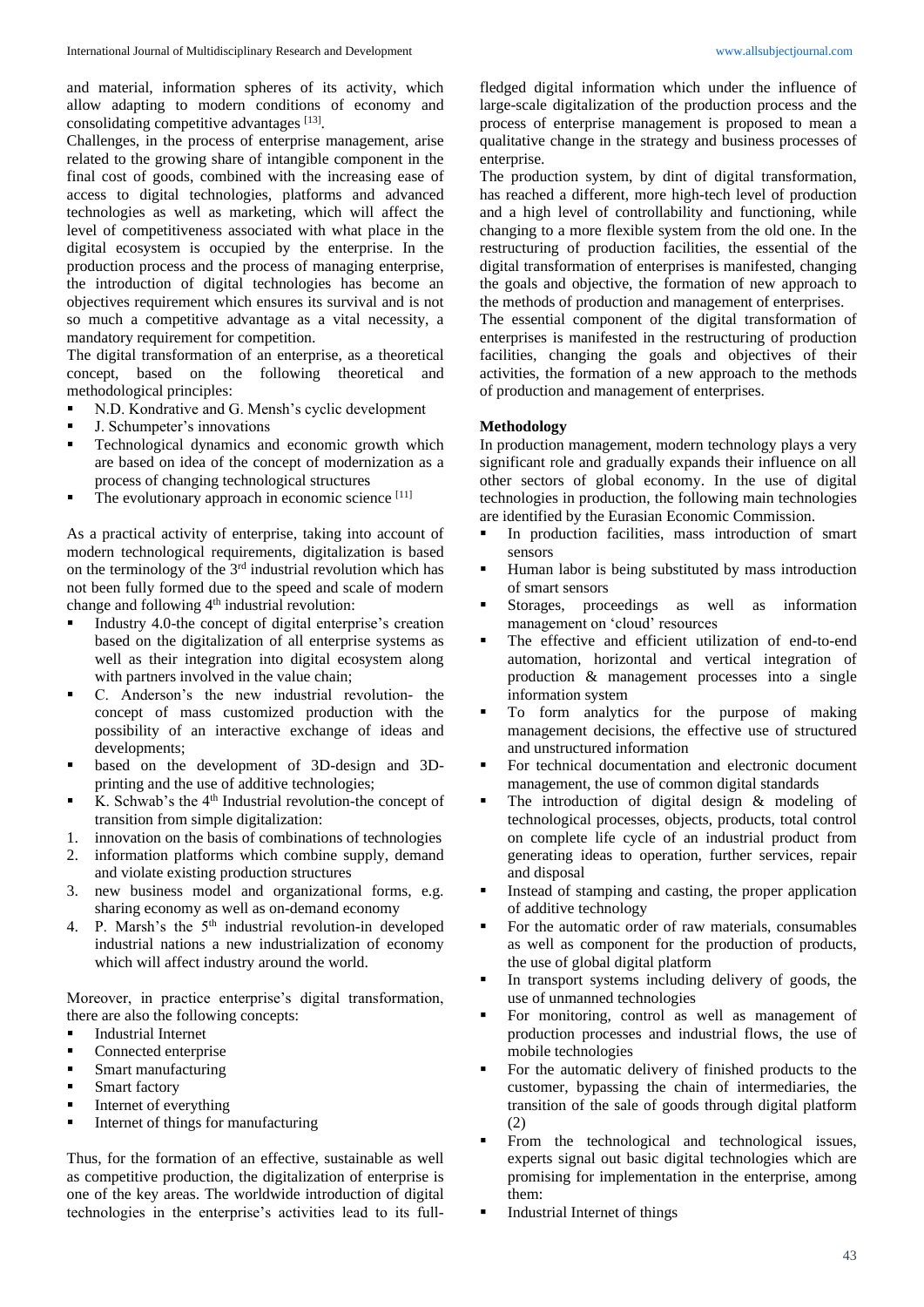and material, information spheres of its activity, which allow adapting to modern conditions of economy and consolidating competitive advantages [13].

Challenges, in the process of enterprise management, arise related to the growing share of intangible component in the final cost of goods, combined with the increasing ease of access to digital technologies, platforms and advanced technologies as well as marketing, which will affect the level of competitiveness associated with what place in the digital ecosystem is occupied by the enterprise. In the production process and the process of managing enterprise, the introduction of digital technologies has become an objectives requirement which ensures its survival and is not so much a competitive advantage as a vital necessity, a mandatory requirement for competition.

The digital transformation of an enterprise, as a theoretical concept, based on the following theoretical and methodological principles:

- N.D. Kondrative and G. Mensh's cyclic development
- J. Schumpeter's innovations
- Technological dynamics and economic growth which are based on idea of the concept of modernization as a process of changing technological structures
- The evolutionary approach in economic science [11]

As a practical activity of enterprise, taking into account of modern technological requirements, digitalization is based on the terminology of the 3rd industrial revolution which has not been fully formed due to the speed and scale of modern change and following 4th industrial revolution:

- Industry 4.0-the concept of digital enterprise's creation based on the digitalization of all enterprise systems as well as their integration into digital ecosystem along with partners involved in the value chain;
- C. Anderson's the new industrial revolution- the concept of mass customized production with the possibility of an interactive exchange of ideas and developments;
- based on the development of 3D-design and 3D-printing and the use of additive technologies;
- K. Schwab's the 4th Industrial revolution-the concept of transition from simple digitalization:

1. innovation on the basis of combinations of technologies
2. information platforms which combine supply, demand and violate existing production structures
3. new business model and organizational forms, e.g. sharing economy as well as on-demand economy
4. P. Marsh's the 5th industrial revolution-in developed industrial nations a new industrialization of economy which will affect industry around the world.

Moreover, in practice enterprise's digital transformation, there are also the following concepts:

- Industrial Internet
- Connected enterprise
- Smart manufacturing
- Smart factory
- Internet of everything
- Internet of things for manufacturing

Thus, for the formation of an effective, sustainable as well as competitive production, the digitalization of enterprise is one of the key areas. The worldwide introduction of digital technologies in the enterprise's activities lead to its full-fledged digital information which under the influence of large-scale digitalization of the production process and the process of enterprise management is proposed to mean a qualitative change in the strategy and business processes of enterprise.

The production system, by dint of digital transformation, has reached a different, more high-tech level of production and a high level of controllability and functioning, while changing to a more flexible system from the old one. In the restructuring of production facilities, the essential of the digital transformation of enterprises is manifested, changing the goals and objective, the formation of new approach to the methods of production and management of enterprises.

The essential component of the digital transformation of enterprises is manifested in the restructuring of production facilities, changing the goals and objectives of their activities, the formation of a new approach to the methods of production and management of enterprises.

## Methodology

In production management, modern technology plays a very significant role and gradually expands their influence on all other sectors of global economy. In the use of digital technologies in production, the following main technologies are identified by the Eurasian Economic Commission.

- In production facilities, mass introduction of smart sensors
- Human labor is being substituted by mass introduction of smart sensors
- Storages, proceedings as well as information management on 'cloud' resources
- The effective and efficient utilization of end-to-end automation, horizontal and vertical integration of production & management processes into a single information system
- To form analytics for the purpose of making management decisions, the effective use of structured and unstructured information
- For technical documentation and electronic document management, the use of common digital standards
- The introduction of digital design & modeling of technological processes, objects, products, total control on complete life cycle of an industrial product from generating ideas to operation, further services, repair and disposal
- Instead of stamping and casting, the proper application of additive technology
- For the automatic order of raw materials, consumables as well as component for the production of products, the use of global digital platform
- In transport systems including delivery of goods, the use of unmanned technologies
- For monitoring, control as well as management of production processes and industrial flows, the use of mobile technologies
- For the automatic delivery of finished products to the customer, bypassing the chain of intermediaries, the transition of the sale of goods through digital platform (2)
- From the technological and technological issues, experts signal out basic digital technologies which are promising for implementation in the enterprise, among them:
- Industrial Internet of things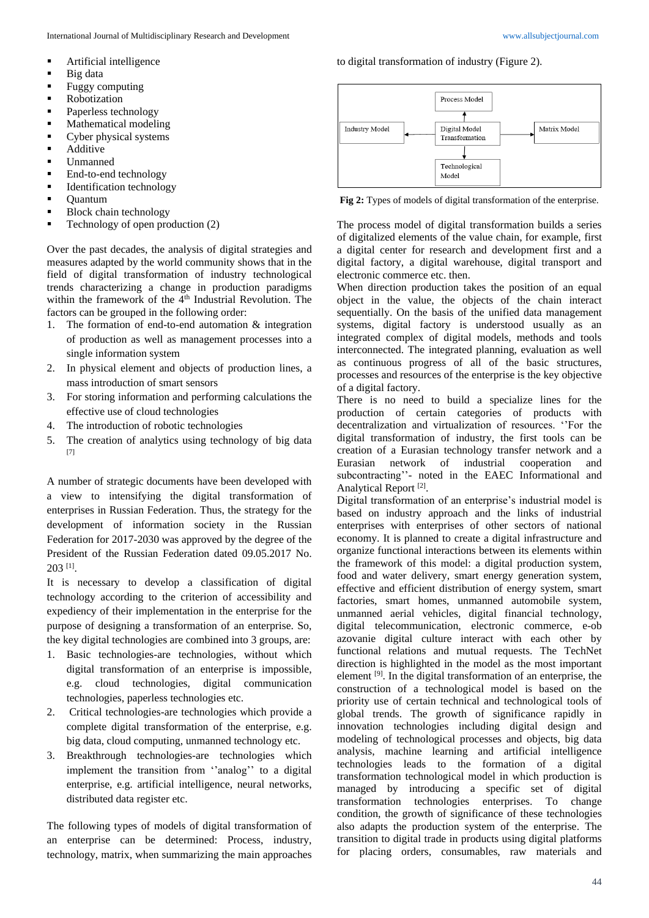- Artificial intelligence
- Big data
- Fuggy computing
- Robotization
- Paperless technology
- Mathematical modeling
- Cyber physical systems
- Additive
- Unmanned
- End-to-end technology
- Identification technology
- Quantum
- Block chain technology
- Technology of open production (2)

Over the past decades, the analysis of digital strategies and measures adapted by the world community shows that in the field of digital transformation of industry technological trends characterizing a change in production paradigms within the framework of the 4th Industrial Revolution. The factors can be grouped in the following order:

1. The formation of end-to-end automation & integration of production as well as management processes into a single information system
2. In physical element and objects of production lines, a mass introduction of smart sensors
3. For storing information and performing calculations the effective use of cloud technologies
4. The introduction of robotic technologies
5. The creation of analytics using technology of big data [7]

A number of strategic documents have been developed with a view to intensifying the digital transformation of enterprises in Russian Federation. Thus, the strategy for the development of information society in the Russian Federation for 2017-2030 was approved by the degree of the President of the Russian Federation dated 09.05.2017 No. 203 [1].

It is necessary to develop a classification of digital technology according to the criterion of accessibility and expediency of their implementation in the enterprise for the purpose of designing a transformation of an enterprise. So, the key digital technologies are combined into 3 groups, are:

1. Basic technologies-are technologies, without which digital transformation of an enterprise is impossible, e.g. cloud technologies, digital communication technologies, paperless technologies etc.
2. Critical technologies-are technologies which provide a complete digital transformation of the enterprise, e.g. big data, cloud computing, unmanned technology etc.
3. Breakthrough technologies-are technologies which implement the transition from ''analog'' to a digital enterprise, e.g. artificial intelligence, neural networks, distributed data register etc.

The following types of models of digital transformation of an enterprise can be determined: Process, industry, technology, matrix, when summarizing the main approaches to digital transformation of industry (Figure 2).

**Fig 2:** Types of models of digital transformation of the enterprise.

The process model of digital transformation builds a series of digitalized elements of the value chain, for example, first a digital center for research and development first and a digital factory, a digital warehouse, digital transport and electronic commerce etc. then.

When direction production takes the position of an equal object in the value, the objects of the chain interact sequentially. On the basis of the unified data management systems, digital factory is understood usually as an integrated complex of digital models, methods and tools interconnected. The integrated planning, evaluation as well as continuous progress of all of the basic structures, processes and resources of the enterprise is the key objective of a digital factory.

There is no need to build a specialize lines for the production of certain categories of products with decentralization and virtualization of resources. ''For the digital transformation of industry, the first tools can be creation of a Eurasian technology transfer network and a Eurasian network of industrial cooperation and subcontracting''- noted in the EAEC Informational and Analytical Report [2].

Digital transformation of an enterprise's industrial model is based on industry approach and the links of industrial enterprises with enterprises of other sectors of national economy. It is planned to create a digital infrastructure and organize functional interactions between its elements within the framework of this model: a digital production system, food and water delivery, smart energy generation system, effective and efficient distribution of the energy system, smart factories, smart homes, unmanned automobile system, unmanned aerial vehicles, digital financial technology, digital telecommunication, electronic commerce, e-ob azovanie digital culture interact with each other by functional relations and mutual requests. The TechNet direction is highlighted in the model as the most important element [9]. In the digital transformation of an enterprise, the construction of a technological model is based on the priority use of certain technical and technological tools of global trends. The growth of significance rapidly in innovation technologies including digital design and modeling of technological processes and objects, big data analysis, machine learning and artificial intelligence technologies leads to the formation of a digital transformation technological model in which production is managed by introducing a specific set of digital transformation technologies enterprises. To change condition, the growth of significance of these technologies also adapts the production system of the enterprise. The transition to digital trade in products using digital platforms for placing orders, consumables, raw materials and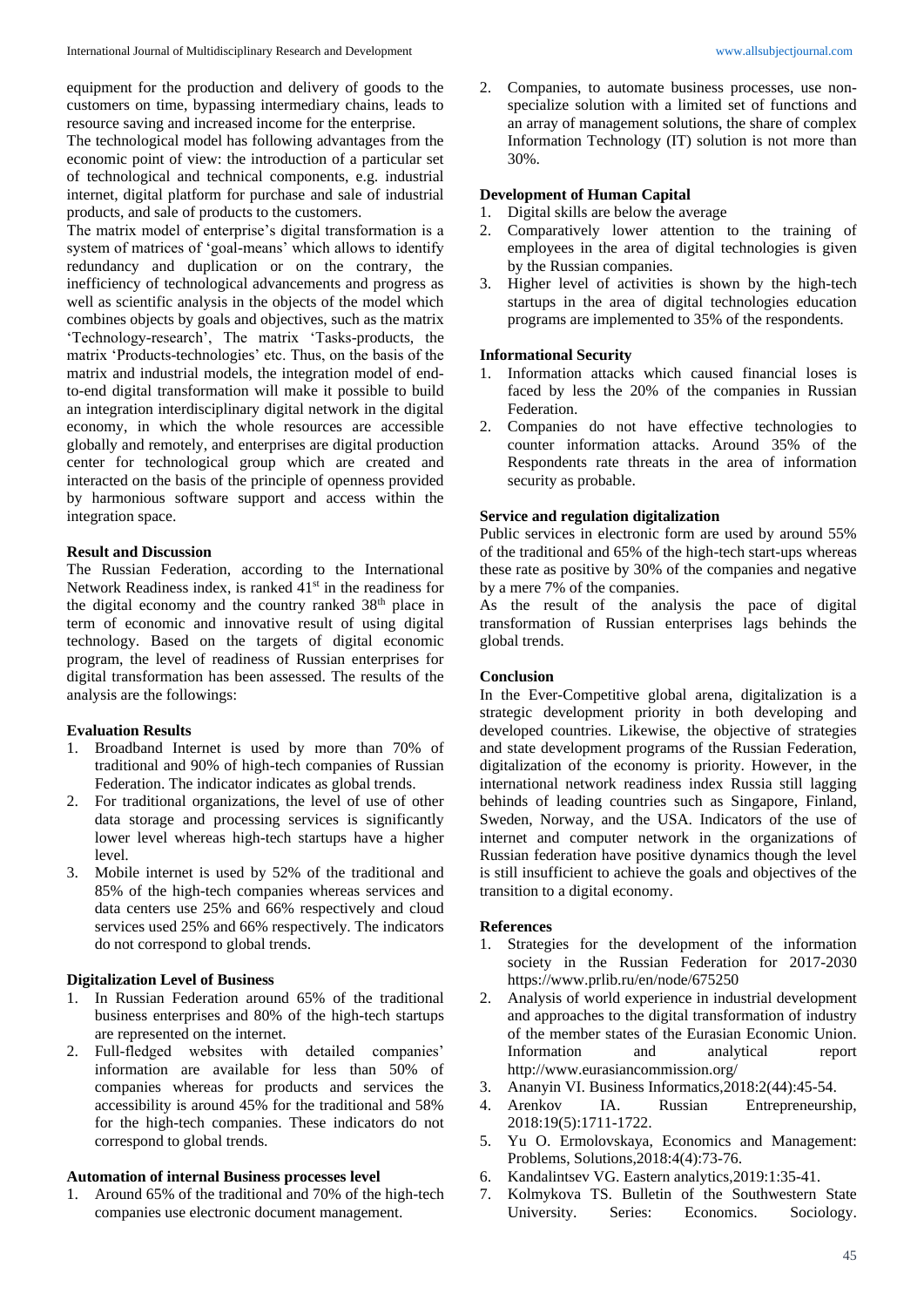equipment for the production and delivery of goods to the customers on time, bypassing intermediary chains, leads to resource saving and increased income for the enterprise.

The technological model has following advantages from the economic point of view: the introduction of a particular set of technological and technical components, e.g. industrial internet, digital platform for purchase and sale of industrial products, and sale of products to the customers.

The matrix model of enterprise's digital transformation is a system of matrices of 'goal-means' which allows to identify redundancy and duplication or on the contrary, the inefficiency of technological advancements and progress as well as scientific analysis in the objects of the model which combines objects by goals and objectives, such as the matrix 'Technology-research', The matrix 'Tasks-products, the matrix 'Products-technologies' etc. Thus, on the basis of the matrix and industrial models, the integration model of end-to-end digital transformation will make it possible to build an integration interdisciplinary digital network in the digital economy, in which the whole resources are accessible globally and remotely, and enterprises are digital production center for technological group which are created and interacted on the basis of the principle of openness provided by harmonious software support and access within the integration space.

## Result and Discussion

The Russian Federation, according to the International Network Readiness index, is ranked 41st in the readiness for the digital economy and the country ranked 38th place in term of economic and innovative result of using digital technology. Based on the targets of digital economic program, the level of readiness of Russian enterprises for digital transformation has been assessed. The results of the analysis are the followings:

### Evaluation Results

1. Broadband Internet is used by more than 70% of traditional and 90% of high-tech companies of Russian Federation. The indicator indicates as global trends.
2. For traditional organizations, the level of use of other data storage and processing services is significantly lower level whereas high-tech startups have a higher level.
3. Mobile internet is used by 52% of the traditional and 85% of the high-tech companies whereas services and data centers use 25% and 66% respectively and cloud services used 25% and 66% respectively. The indicators do not correspond to global trends.

### Digitalization Level of Business

1. In Russian Federation around 65% of the traditional business enterprises and 80% of the high-tech startups are represented on the internet.
2. Full-fledged websites with detailed companies' information are available for less than 50% of companies whereas for products and services the accessibility is around 45% for the traditional and 58% for the high-tech companies. These indicators do not correspond to global trends.

### Automation of internal Business processes level

1. Around 65% of the traditional and 70% of the high-tech companies use electronic document management.
2. Companies, to automate business processes, use non-specialize solution with a limited set of functions and an array of management solutions, the share of complex Information Technology (IT) solution is not more than 30%.

### Development of Human Capital

1. Digital skills are below the average
2. Comparatively lower attention to the training of employees in the area of digital technologies is given by the Russian companies.
3. Higher level of activities is shown by the high-tech startups in the area of digital technologies education programs are implemented to 35% of the respondents.

### Informational Security

1. Information attacks which caused financial loses is faced by less the 20% of the companies in Russian Federation.
2. Companies do not have effective technologies to counter information attacks. Around 35% of the Respondents rate threats in the area of information security as probable.

### Service and regulation digitalization

Public services in electronic form are used by around 55% of the traditional and 65% of the high-tech start-ups whereas these rate as positive by 30% of the companies and negative by a mere 7% of the companies.

As the result of the analysis the pace of digital transformation of Russian enterprises lags behinds the global trends.

## Conclusion

In the Ever-Competitive global arena, digitalization is a strategic development priority in both developing and developed countries. Likewise, the objective of strategies and state development programs of the Russian Federation, digitalization of the economy is priority. However, in the international network readiness index Russia still lagging behinds of leading countries such as Singapore, Finland, Sweden, Norway, and the USA. Indicators of the use of internet and computer network in the organizations of Russian federation have positive dynamics though the level is still insufficient to achieve the goals and objectives of the transition to a digital economy.

## References

1. Strategies for the development of the information society in the Russian Federation for 2017-2030 https://www.prlib.ru/en/node/675250
2. Analysis of world experience in industrial development and approaches to the digital transformation of industry of the member states of the Eurasian Economic Union. Information and analytical report http://www.eurasiancommission.org/
3. Ananyin VI. Business Informatics,2018:2(44):45-54.
4. Arenkov IA. Russian Entrepreneurship, 2018:19(5):1711-1722.
5. Yu O. Ermolovskaya, Economics and Management: Problems, Solutions,2018:4(4):73-76.
6. Kandalintsev VG. Eastern analytics,2019:1:35-41.
7. Kolmykova TS. Bulletin of the Southwestern State University. Series: Economics. Sociology.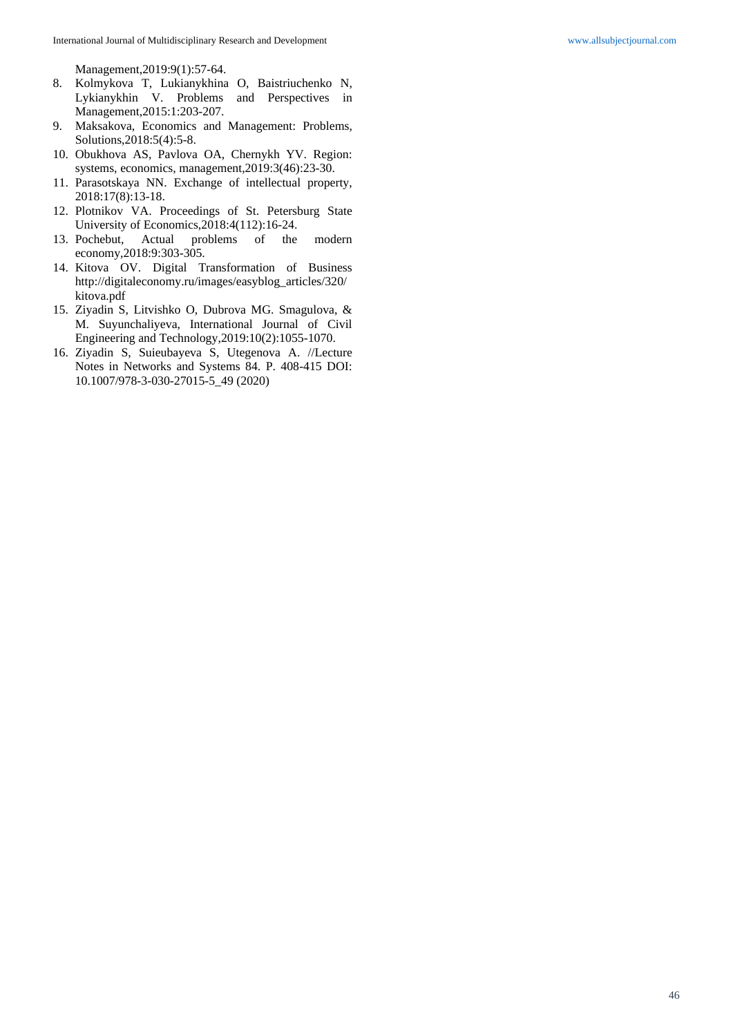Management,2019:9(1):57-64.

8. Kolmykova T, Lukianykhina O, Baistriuchenko N, Lykianykhin V. Problems and Perspectives in Management,2015:1:203-207.
9. Maksakova, Economics and Management: Problems, Solutions,2018:5(4):5-8.
10. Obukhova AS, Pavlova OA, Chernykh YV. Region: systems, economics, management,2019:3(46):23-30.
11. Parasotskaya NN. Exchange of intellectual property, 2018:17(8):13-18.
12. Plotnikov VA. Proceedings of St. Petersburg State University of Economics,2018:4(112):16-24.
13. Pochebut, Actual problems of the modern economy,2018:9:303-305.
14. Kitova OV. Digital Transformation of Business http://digitaleconomy.ru/images/easyblog_articles/320/kitova.pdf
15. Ziyadin S, Litvishko O, Dubrova MG. Smagulova, & M. Suyunchaliyeva, International Journal of Civil Engineering and Technology,2019:10(2):1055-1070.
16. Ziyadin S, Suieubayeva S, Utegenova A. //Lecture Notes in Networks and Systems 84. P. 408-415 DOI: 10.1007/978-3-030-27015-5_49 (2020)